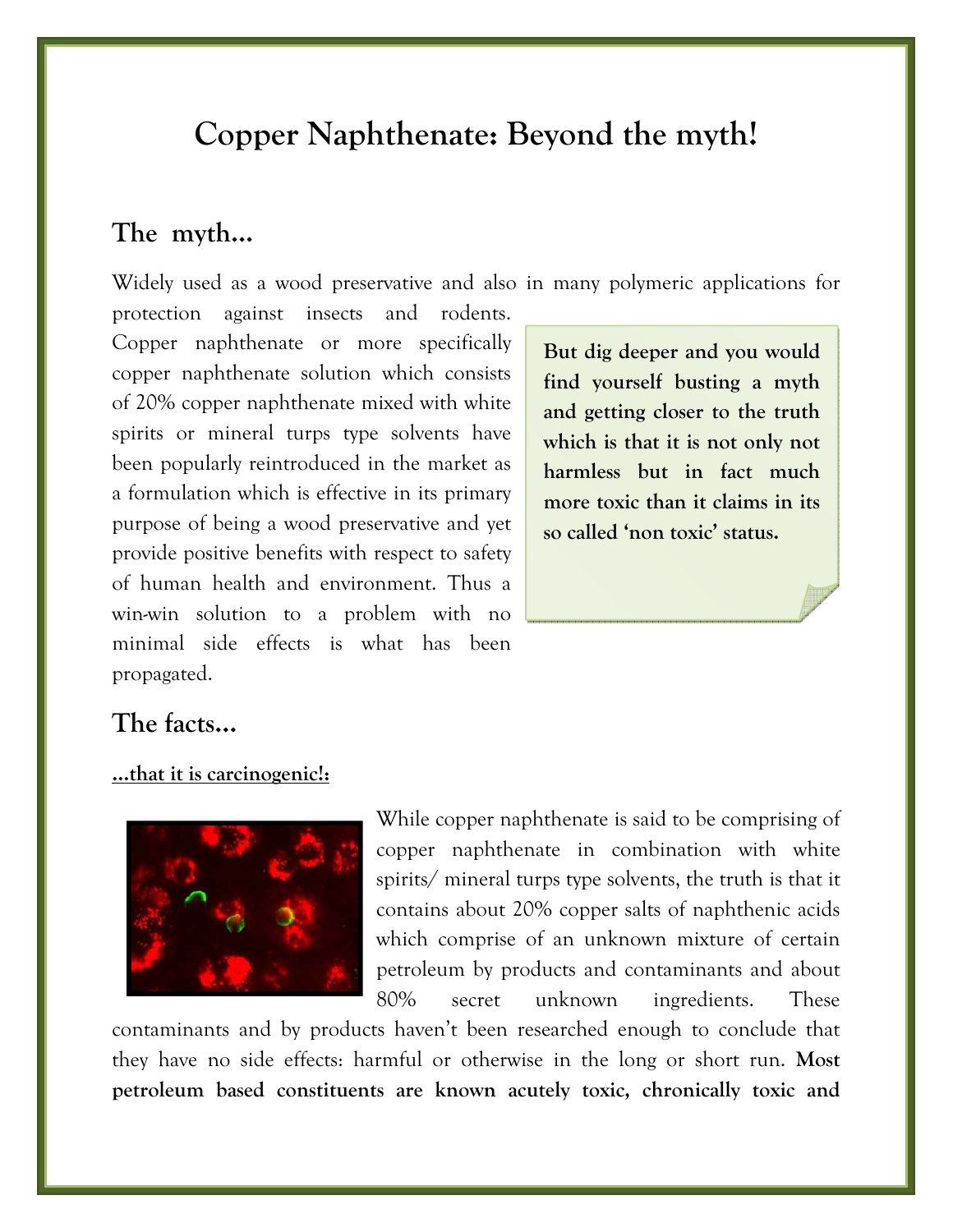# Copper Naphthenate: Beyond the myth!

## The myth…

Widely used as a wood preservative and also in many polymeric applications for protection against insects and rodents. Copper naphthenate or more specifically copper naphthenate solution which consists of 20% copper naphthenate mixed with white spirits or mineral turps type solvents have been popularly reintroduced in the market as a formulation which is effective in its primary purpose of being a wood preservative and yet provide positive benefits with respect to safety of human health and environment. Thus a win-win solution to a problem with no minimal side effects is what has been propagated.

**But dig deeper and you would find yourself busting a myth and getting closer to the truth which is that it is not only not harmless but in fact much more toxic than it claims in its so called 'non toxic' status.**

## The facts…

**…that it is carcinogenic!:**

While copper naphthenate is said to be comprising of copper naphthenate in combination with white spirits/ mineral turps type solvents, the truth is that it contains about 20% copper salts of naphthenic acids which comprise of an unknown mixture of certain petroleum by products and contaminants and about 80% secret unknown ingredients. These contaminants and by products haven't been researched enough to conclude that they have no side effects: harmful or otherwise in the long or short run. **Most petroleum based constituents are known acutely toxic, chronically toxic and**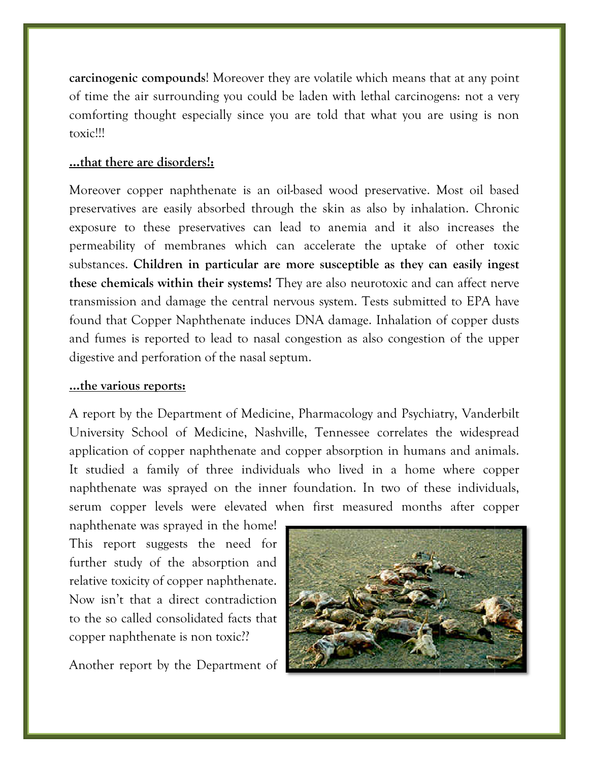**carcinogenic compounds**! Moreover they are volatile which means that at any point of time the air surrounding you could be laden with lethal carcinogens: not a very comforting thought especially since you are told that what you are using is non toxic!!!

**...that there are disorders!:**

Moreover copper naphthenate is an oil-based wood preservative. Most oil based preservatives are easily absorbed through the skin as also by inhalation. Chronic exposure to these preservatives can lead to anemia and it also increases the permeability of membranes which can accelerate the uptake of other toxic substances. **Children in particular are more susceptible as they can easily ingest these chemicals within their systems!** They are also neurotoxic and can affect nerve transmission and damage the central nervous system. Tests submitted to EPA have found that Copper Naphthenate induces DNA damage. Inhalation of copper dusts and fumes is reported to lead to nasal congestion as also congestion of the upper digestive and perforation of the nasal septum.

**...the various reports:**

A report by the Department of Medicine, Pharmacology and Psychiatry, Vanderbilt University School of Medicine, Nashville, Tennessee correlates the widespread application of copper naphthenate and copper absorption in humans and animals. It studied a family of three individuals who lived in a home where copper naphthenate was sprayed on the inner foundation. In two of these individuals, serum copper levels were elevated when first measured months after copper naphthenate was sprayed in the home! This report suggests the need for further study of the absorption and relative toxicity of copper naphthenate. Now isn't that a direct contradiction to the so called consolidated facts that copper naphthenate is non toxic??

Another report by the Department of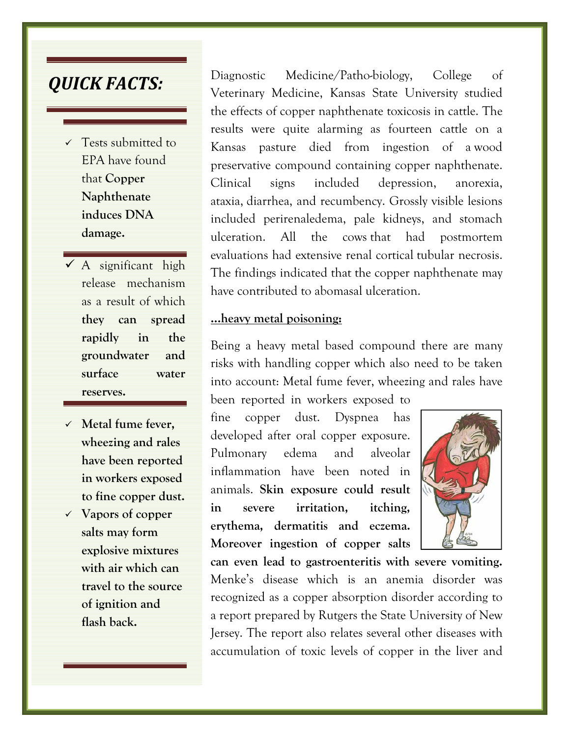## *QUICK FACTS:*

- Tests submitted to EPA have found that **Copper Naphthenate induces DNA damage.**
- A significant high release mechanism as a result of which **they can spread rapidly in the groundwater and surface water reserves.**
- **Metal fume fever, wheezing and rales have been reported in workers exposed to fine copper dust.**
- **Vapors of copper salts may form explosive mixtures with air which can travel to the source of ignition and flash back.**

Diagnostic Medicine/Patho-biology, College of Veterinary Medicine, Kansas State University studied the effects of copper naphthenate toxicosis in cattle. The results were quite alarming as fourteen cattle on a Kansas pasture died from ingestion of a wood preservative compound containing copper naphthenate. Clinical signs included depression, anorexia, ataxia, diarrhea, and recumbency. Grossly visible lesions included perirenaledema, pale kidneys, and stomach ulceration. All the cows that had postmortem evaluations had extensive renal cortical tubular necrosis. The findings indicated that the copper naphthenate may have contributed to abomasal ulceration.

**...heavy metal poisoning:**

Being a heavy metal based compound there are many risks with handling copper which also need to be taken into account: Metal fume fever, wheezing and rales have been reported in workers exposed to fine copper dust. Dyspnea has developed after oral copper exposure. Pulmonary edema and alveolar inflammation have been noted in animals. **Skin exposure could result in severe irritation, itching, erythema, dermatitis and eczema. Moreover ingestion of copper salts can even lead to gastroenteritis with severe vomiting.** Menke's disease which is an anemia disorder was recognized as a copper absorption disorder according to a report prepared by Rutgers the State University of New Jersey. The report also relates several other diseases with accumulation of toxic levels of copper in the liver and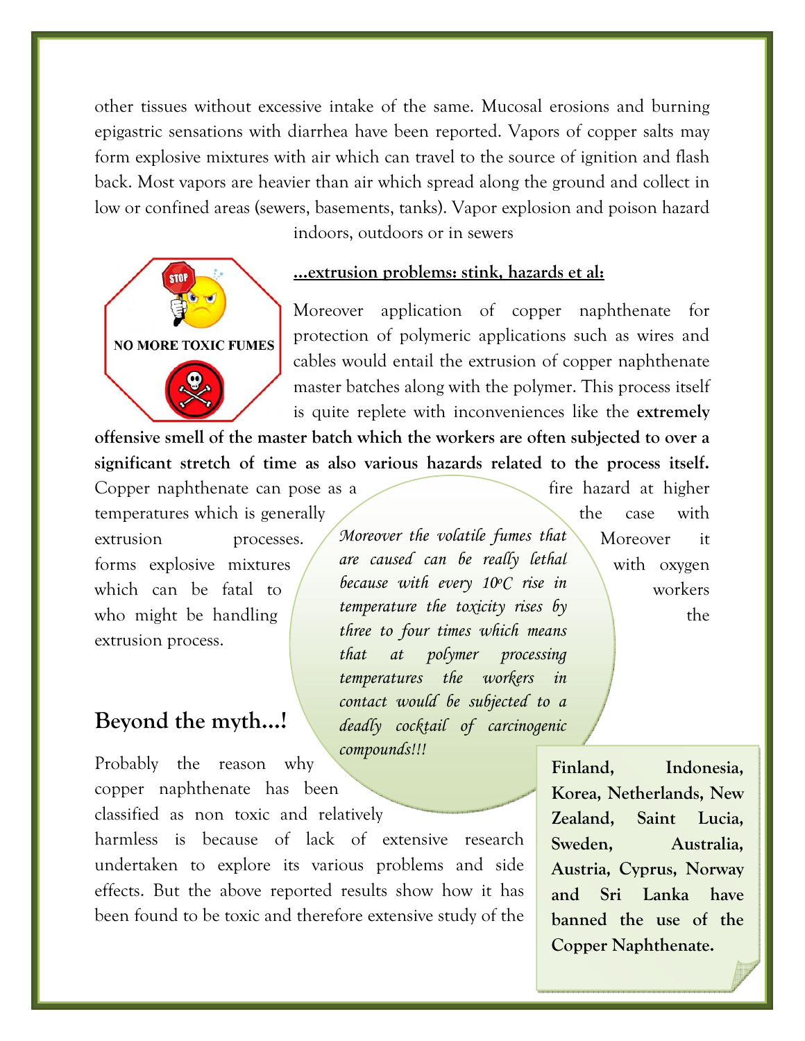other tissues without excessive intake of the same. Mucosal erosions and burning epigastric sensations with diarrhea have been reported. Vapors of copper salts may form explosive mixtures with air which can travel to the source of ignition and flash back. Most vapors are heavier than air which spread along the ground and collect in low or confined areas (sewers, basements, tanks). Vapor explosion and poison hazard indoors, outdoors or in sewers

NO MORE TOXIC FUMES

**...extrusion problems: stink, hazards et al:**

Moreover application of copper naphthenate for protection of polymeric applications such as wires and cables would entail the extrusion of copper naphthenate master batches along with the polymer. This process itself is quite replete with inconveniences like the **extremely offensive smell of the master batch which the workers are often subjected to over a significant stretch of time as also various hazards related to the process itself.** Copper naphthenate can pose as a fire hazard at higher temperatures which is generally the case with extrusion processes. Moreover it forms explosive mixtures with oxygen which can be fatal to workers who might be handling the extrusion process.

*Moreover the volatile fumes that are caused can be really lethal because with every 10ºC rise in temperature the toxicity rises by three to four times which means that at polymer processing temperatures the workers in contact would be subjected to a deadly cocktail of carcinogenic compounds!!!*

## Beyond the myth...!

Probably the reason why copper naphthenate has been classified as non toxic and relatively harmless is because of lack of extensive research undertaken to explore its various problems and side effects. But the above reported results show how it has been found to be toxic and therefore extensive study of the

**Finland, Indonesia, Korea, Netherlands, New Zealand, Saint Lucia, Sweden, Australia, Austria, Cyprus, Norway and Sri Lanka have banned the use of the Copper Naphthenate.**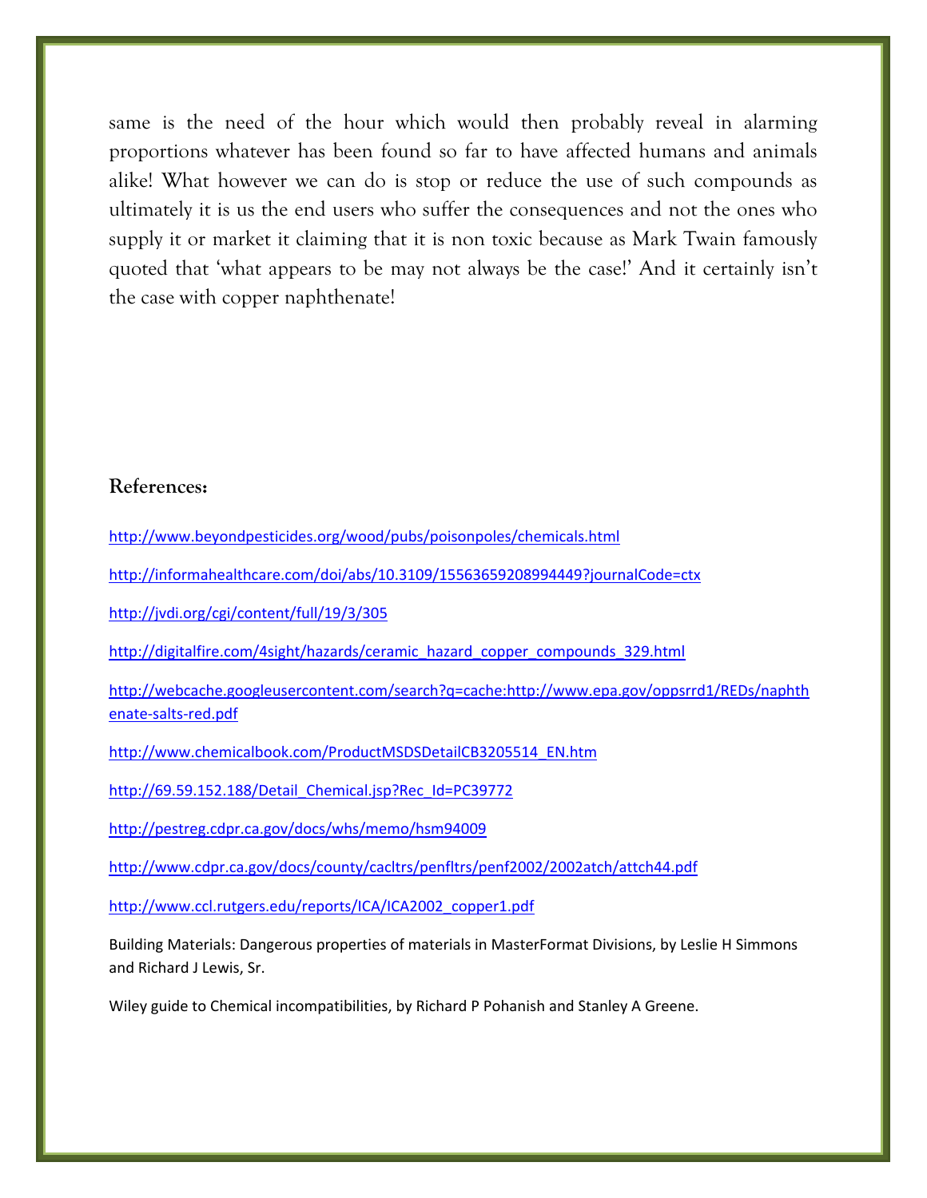same is the need of the hour which would then probably reveal in alarming proportions whatever has been found so far to have affected humans and animals alike! What however we can do is stop or reduce the use of such compounds as ultimately it is us the end users who suffer the consequences and not the ones who supply it or market it claiming that it is non toxic because as Mark Twain famously quoted that 'what appears to be may not always be the case!' And it certainly isn't the case with copper naphthenate!

**References:**

http://www.beyondpesticides.org/wood/pubs/poisonpoles/chemicals.html

http://informahealthcare.com/doi/abs/10.3109/15563659208994449?journalCode=ctx

http://jvdi.org/cgi/content/full/19/3/305

http://digitalfire.com/4sight/hazards/ceramic_hazard_copper_compounds_329.html

http://webcache.googleusercontent.com/search?q=cache:http://www.epa.gov/oppsrrd1/REDs/naphthenate-salts-red.pdf

http://www.chemicalbook.com/ProductMSDSDetailCB3205514_EN.htm

http://69.59.152.188/Detail_Chemical.jsp?Rec_Id=PC39772

http://pestreg.cdpr.ca.gov/docs/whs/memo/hsm94009

http://www.cdpr.ca.gov/docs/county/cacltrs/penfltrs/penf2002/2002atch/attch44.pdf

http://www.ccl.rutgers.edu/reports/ICA/ICA2002_copper1.pdf

Building Materials: Dangerous properties of materials in MasterFormat Divisions, by Leslie H Simmons and Richard J Lewis, Sr.

Wiley guide to Chemical incompatibilities, by Richard P Pohanish and Stanley A Greene.